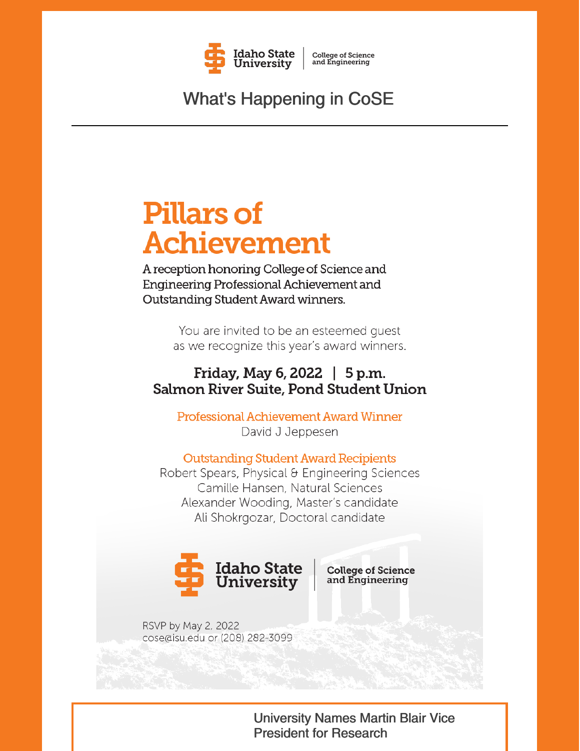Idaho State University | College of Science and Engineering

# What's Happening in CoSE

---

## Pillars of Achievement

A reception honoring College of Science and Engineering Professional Achievement and Outstanding Student Award winners.

You are invited to be an esteemed guest as we recognize this year's award winners.

**Friday, May 6, 2022 | 5 p.m.**
**Salmon River Suite, Pond Student Union**

**Professional Achievement Award Winner**
David J Jeppesen

**Outstanding Student Award Recipients**
Robert Spears, Physical & Engineering Sciences
Camille Hansen, Natural Sciences
Alexander Wooding, Master's candidate
Ali Shokrgozar, Doctoral candidate

Idaho State University | College of Science and Engineering

RSVP by May 2, 2022
cose@isu.edu or (208) 282-3099

## University Names Martin Blair Vice President for Research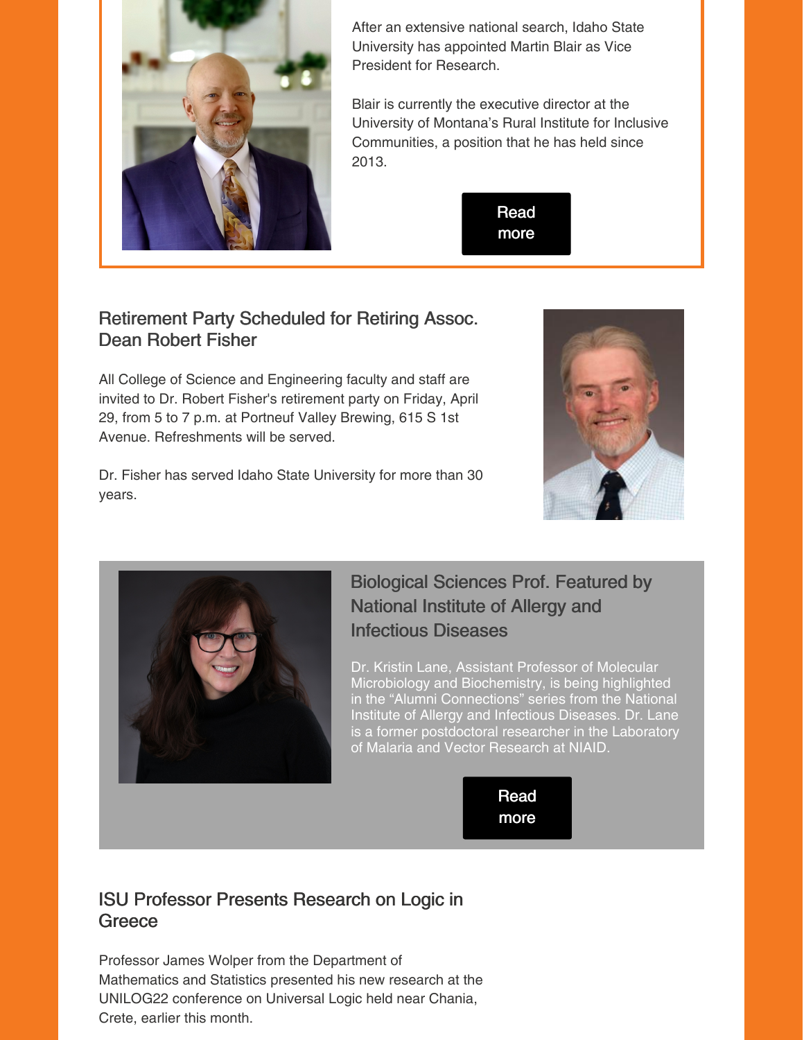After an extensive national search, Idaho State University has appointed Martin Blair as Vice President for Research.

Blair is currently the executive director at the University of Montana's Rural Institute for Inclusive Communities, a position that he has held since 2013.

Read more

## Retirement Party Scheduled for Retiring Assoc. Dean Robert Fisher

All College of Science and Engineering faculty and staff are invited to Dr. Robert Fisher's retirement party on Friday, April 29, from 5 to 7 p.m. at Portneuf Valley Brewing, 615 S 1st Avenue. Refreshments will be served.

Dr. Fisher has served Idaho State University for more than 30 years.

## Biological Sciences Prof. Featured by National Institute of Allergy and Infectious Diseases

Dr. Kristin Lane, Assistant Professor of Molecular Microbiology and Biochemistry, is being highlighted in the "Alumni Connections" series from the National Institute of Allergy and Infectious Diseases. Dr. Lane is a former postdoctoral researcher in the Laboratory of Malaria and Vector Research at NIAID.

Read more

## ISU Professor Presents Research on Logic in Greece

Professor James Wolper from the Department of Mathematics and Statistics presented his new research at the UNILOG22 conference on Universal Logic held near Chania, Crete, earlier this month.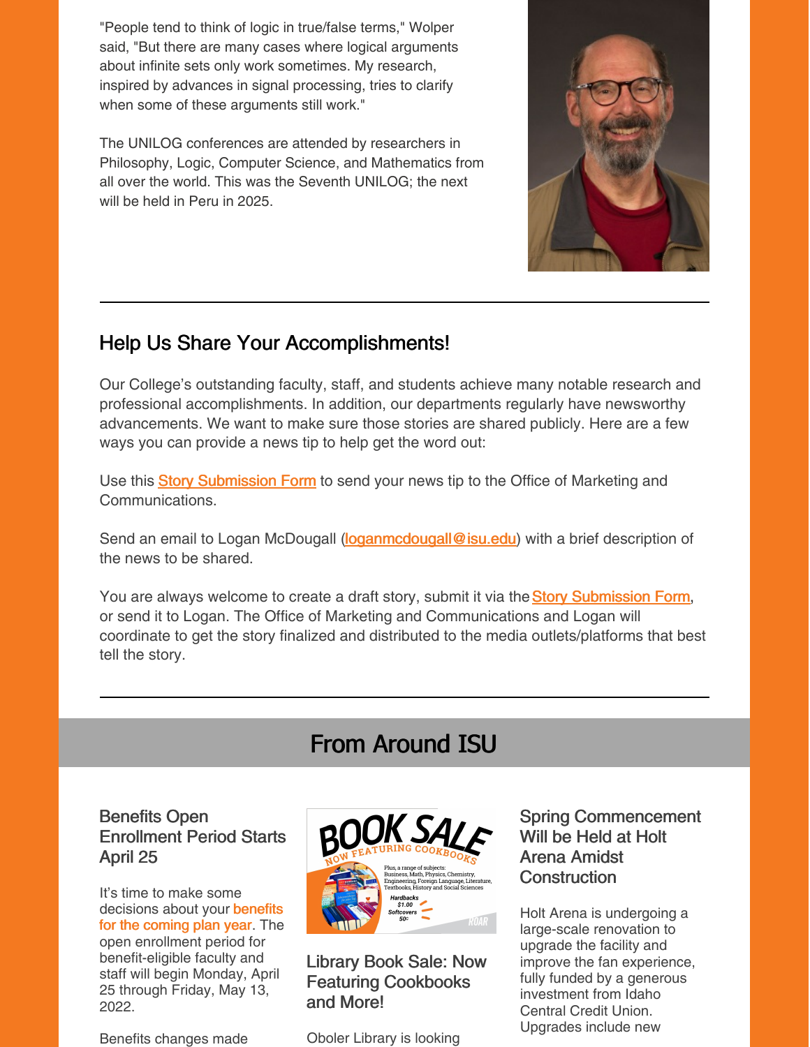"People tend to think of logic in true/false terms," Wolper said, "But there are many cases where logical arguments about infinite sets only work sometimes. My research, inspired by advances in signal processing, tries to clarify when some of these arguments still work."

The UNILOG conferences are attended by researchers in Philosophy, Logic, Computer Science, and Mathematics from all over the world. This was the Seventh UNILOG; the next will be held in Peru in 2025.

---

## Help Us Share Your Accomplishments!

Our College's outstanding faculty, staff, and students achieve many notable research and professional accomplishments. In addition, our departments regularly have newsworthy advancements. We want to make sure those stories are shared publicly. Here are a few ways you can provide a news tip to help get the word out:

Use this Story Submission Form to send your news tip to the Office of Marketing and Communications.

Send an email to Logan McDougall (loganmcdougall@isu.edu) with a brief description of the news to be shared.

You are always welcome to create a draft story, submit it via the Story Submission Form, or send it to Logan. The Office of Marketing and Communications and Logan will coordinate to get the story finalized and distributed to the media outlets/platforms that best tell the story.

---

# From Around ISU

### Benefits Open Enrollment Period Starts April 25

It's time to make some decisions about your benefits for the coming plan year. The open enrollment period for benefit-eligible faculty and staff will begin Monday, April 25 through Friday, May 13, 2022.

Benefits changes made

### Library Book Sale: Now Featuring Cookbooks and More!

Oboler Library is looking

### Spring Commencement Will be Held at Holt Arena Amidst Construction

Holt Arena is undergoing a large-scale renovation to upgrade the facility and improve the fan experience, fully funded by a generous investment from Idaho Central Credit Union. Upgrades include new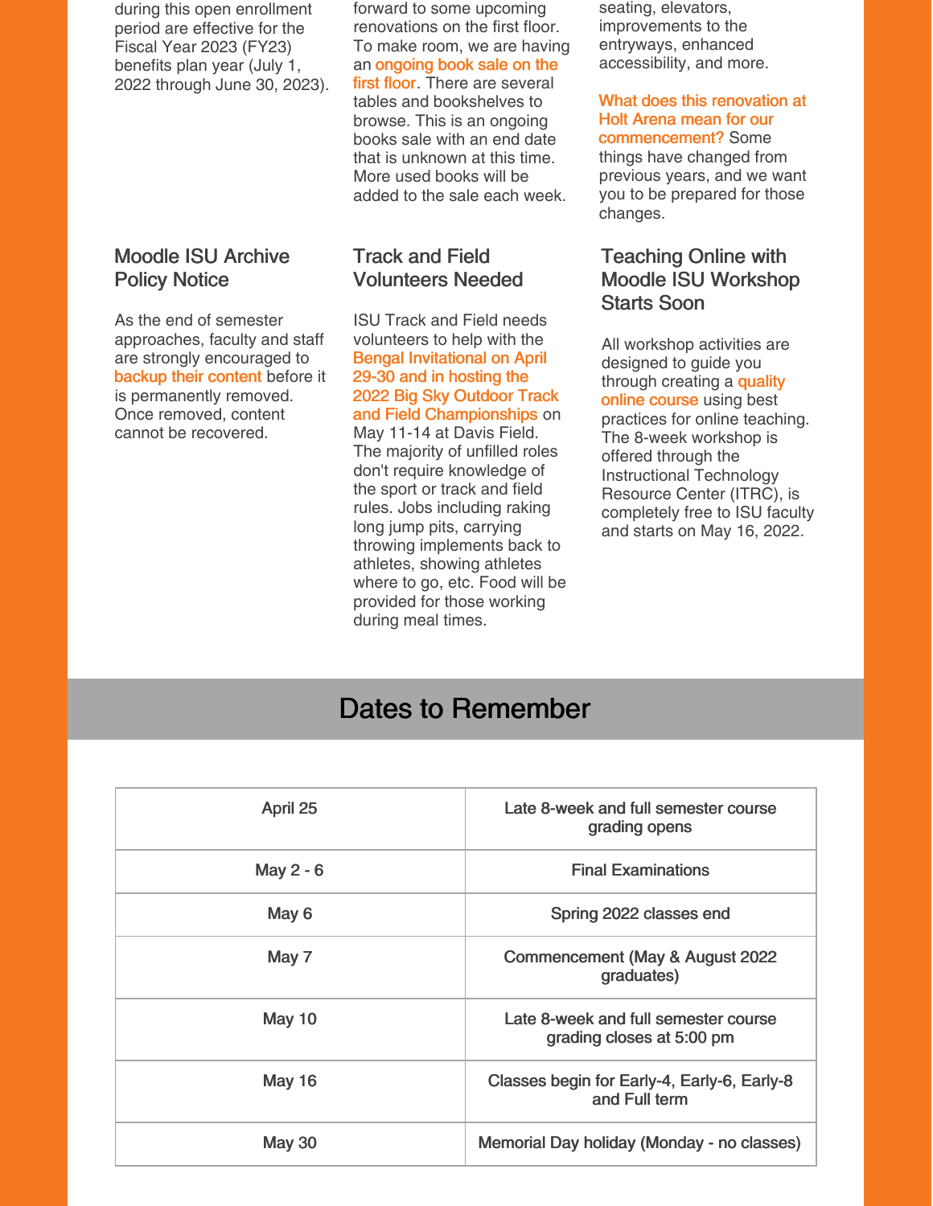during this open enrollment period are effective for the Fiscal Year 2023 (FY23) benefits plan year (July 1, 2022 through June 30, 2023).

forward to some upcoming renovations on the first floor. To make room, we are having an ongoing book sale on the first floor. There are several tables and bookshelves to browse. This is an ongoing books sale with an end date that is unknown at this time. More used books will be added to the sale each week.

seating, elevators, improvements to the entryways, enhanced accessibility, and more.

What does this renovation at Holt Arena mean for our commencement? Some things have changed from previous years, and we want you to be prepared for those changes.

### Moodle ISU Archive Policy Notice

As the end of semester approaches, faculty and staff are strongly encouraged to backup their content before it is permanently removed. Once removed, content cannot be recovered.

### Track and Field Volunteers Needed

ISU Track and Field needs volunteers to help with the Bengal Invitational on April 29-30 and in hosting the 2022 Big Sky Outdoor Track and Field Championships on May 11-14 at Davis Field. The majority of unfilled roles don't require knowledge of the sport or track and field rules. Jobs including raking long jump pits, carrying throwing implements back to athletes, showing athletes where to go, etc. Food will be provided for those working during meal times.

### Teaching Online with Moodle ISU Workshop Starts Soon

All workshop activities are designed to guide you through creating a quality online course using best practices for online teaching. The 8-week workshop is offered through the Instructional Technology Resource Center (ITRC), is completely free to ISU faculty and starts on May 16, 2022.

## Dates to Remember

| Date | Event |
|---|---|
| April 25 | Late 8-week and full semester course grading opens |
| May 2 - 6 | Final Examinations |
| May 6 | Spring 2022 classes end |
| May 7 | Commencement (May & August 2022 graduates) |
| May 10 | Late 8-week and full semester course grading closes at 5:00 pm |
| May 16 | Classes begin for Early-4, Early-6, Early-8 and Full term |
| May 30 | Memorial Day holiday (Monday - no classes) |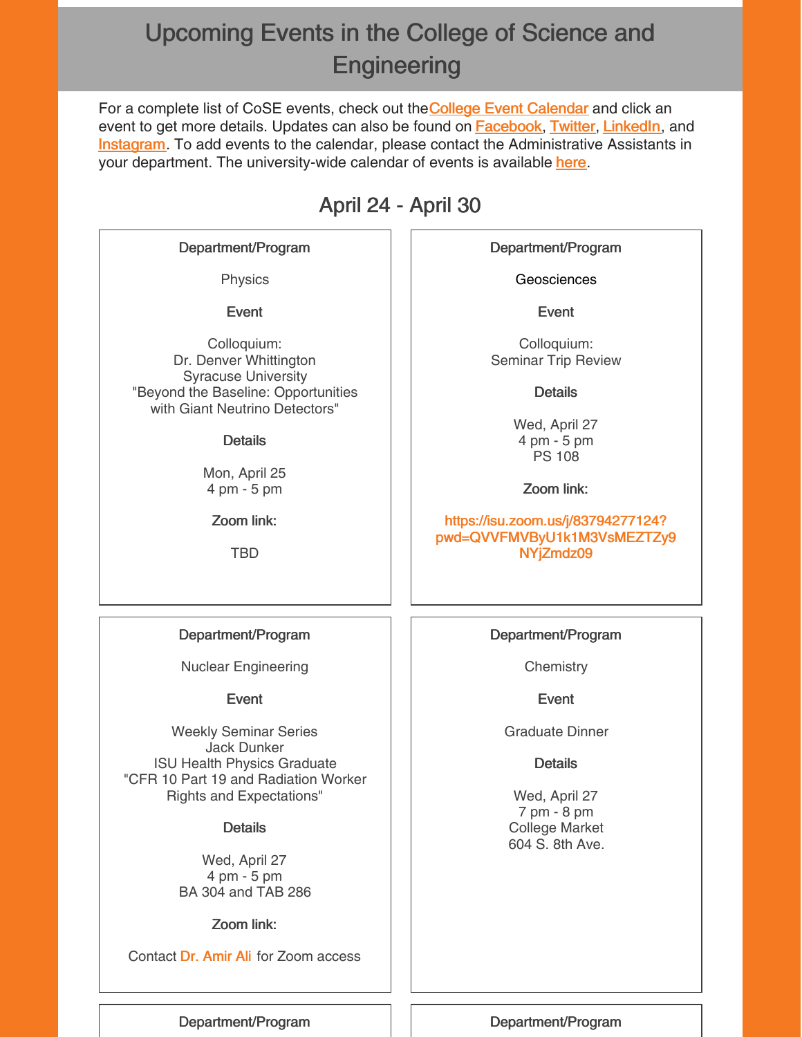# Upcoming Events in the College of Science and Engineering

For a complete list of CoSE events, check out the College Event Calendar and click an event to get more details. Updates can also be found on Facebook, Twitter, LinkedIn, and Instagram. To add events to the calendar, please contact the Administrative Assistants in your department. The university-wide calendar of events is available here.

## April 24 - April 30

**Department/Program**

Physics

**Event**

Colloquium:
Dr. Denver Whittington
Syracuse University
"Beyond the Baseline: Opportunities with Giant Neutrino Detectors"

**Details**

Mon, April 25
4 pm - 5 pm

**Zoom link:**

TBD

---

**Department/Program**

Geosciences

**Event**

Colloquium:
Seminar Trip Review

**Details**

Wed, April 27
4 pm - 5 pm
PS 108

**Zoom link:**

https://isu.zoom.us/j/83794277124?pwd=QVVFMVByU1k1M3VsMEZTZy9NYjZmdz09

---

**Department/Program**

Nuclear Engineering

**Event**

Weekly Seminar Series
Jack Dunker
ISU Health Physics Graduate
"CFR 10 Part 19 and Radiation Worker Rights and Expectations"

**Details**

Wed, April 27
4 pm - 5 pm
BA 304 and TAB 286

**Zoom link:**

Contact Dr. Amir Ali for Zoom access

---

**Department/Program**

Chemistry

**Event**

Graduate Dinner

**Details**

Wed, April 27
7 pm - 8 pm
College Market
604 S. 8th Ave.

---

**Department/Program**

**Department/Program**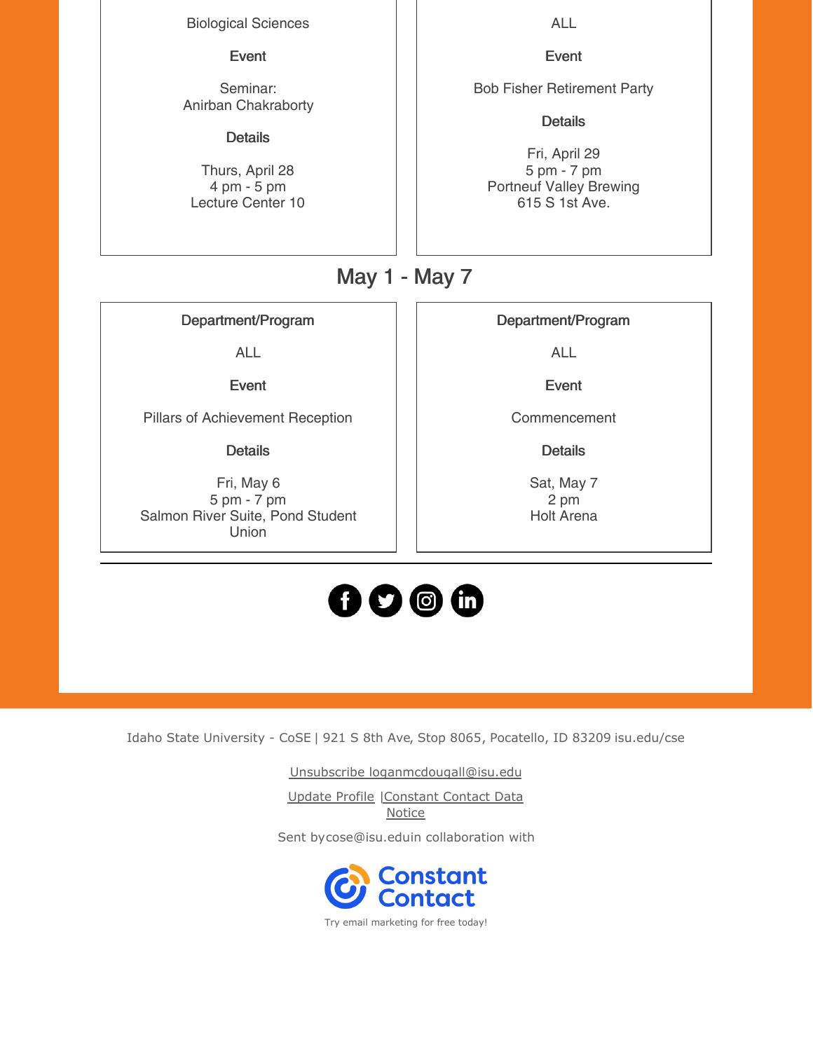Biological Sciences

**Event**

Seminar:
Anirban Chakraborty

**Details**

Thurs, April 28
4 pm - 5 pm
Lecture Center 10

ALL

**Event**

Bob Fisher Retirement Party

**Details**

Fri, April 29
5 pm - 7 pm
Portneuf Valley Brewing
615 S 1st Ave.

## May 1 - May 7

**Department/Program**

ALL

**Event**

Pillars of Achievement Reception

**Details**

Fri, May 6
5 pm - 7 pm
Salmon River Suite, Pond Student Union

**Department/Program**

ALL

**Event**

Commencement

**Details**

Sat, May 7
2 pm
Holt Arena

---

Idaho State University - CoSE | 921 S 8th Ave, Stop 8065, Pocatello, ID 83209 isu.edu/cse

Unsubscribe loganmcdougall@isu.edu

Update Profile |Constant Contact Data Notice

Sent bycose@isu.eduin collaboration with

Constant Contact

Try email marketing for free today!